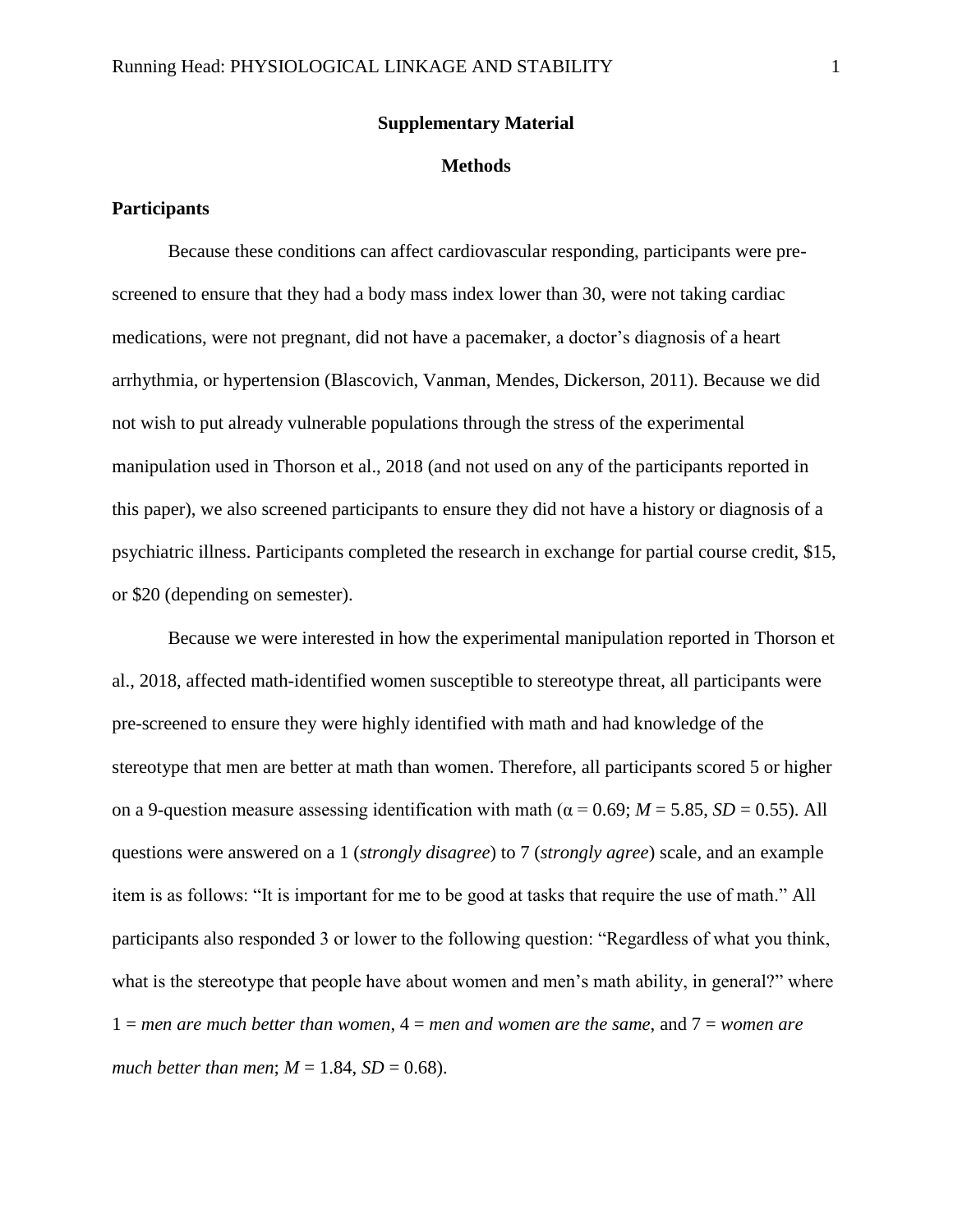**Supplementary Material**

**Methods**

## Participants

Because these conditions can affect cardiovascular responding, participants were pre-screened to ensure that they had a body mass index lower than 30, were not taking cardiac medications, were not pregnant, did not have a pacemaker, a doctor's diagnosis of a heart arrhythmia, or hypertension (Blascovich, Vanman, Mendes, Dickerson, 2011). Because we did not wish to put already vulnerable populations through the stress of the experimental manipulation used in Thorson et al., 2018 (and not used on any of the participants reported in this paper), we also screened participants to ensure they did not have a history or diagnosis of a psychiatric illness. Participants completed the research in exchange for partial course credit, $15, or $20 (depending on semester).

Because we were interested in how the experimental manipulation reported in Thorson et al., 2018, affected math-identified women susceptible to stereotype threat, all participants were pre-screened to ensure they were highly identified with math and had knowledge of the stereotype that men are better at math than women. Therefore, all participants scored 5 or higher on a 9-question measure assessing identification with math ($\alpha = 0.69$; $M = 5.85$, $SD = 0.55$). All questions were answered on a 1 (*strongly disagree*) to 7 (*strongly agree*) scale, and an example item is as follows: "It is important for me to be good at tasks that require the use of math." All participants also responded 3 or lower to the following question: "Regardless of what you think, what is the stereotype that people have about women and men's math ability, in general?" where 1 = *men are much better than women*, 4 = *men and women are the same*, and 7 = *women are much better than men*; $M = 1.84$, $SD = 0.68$).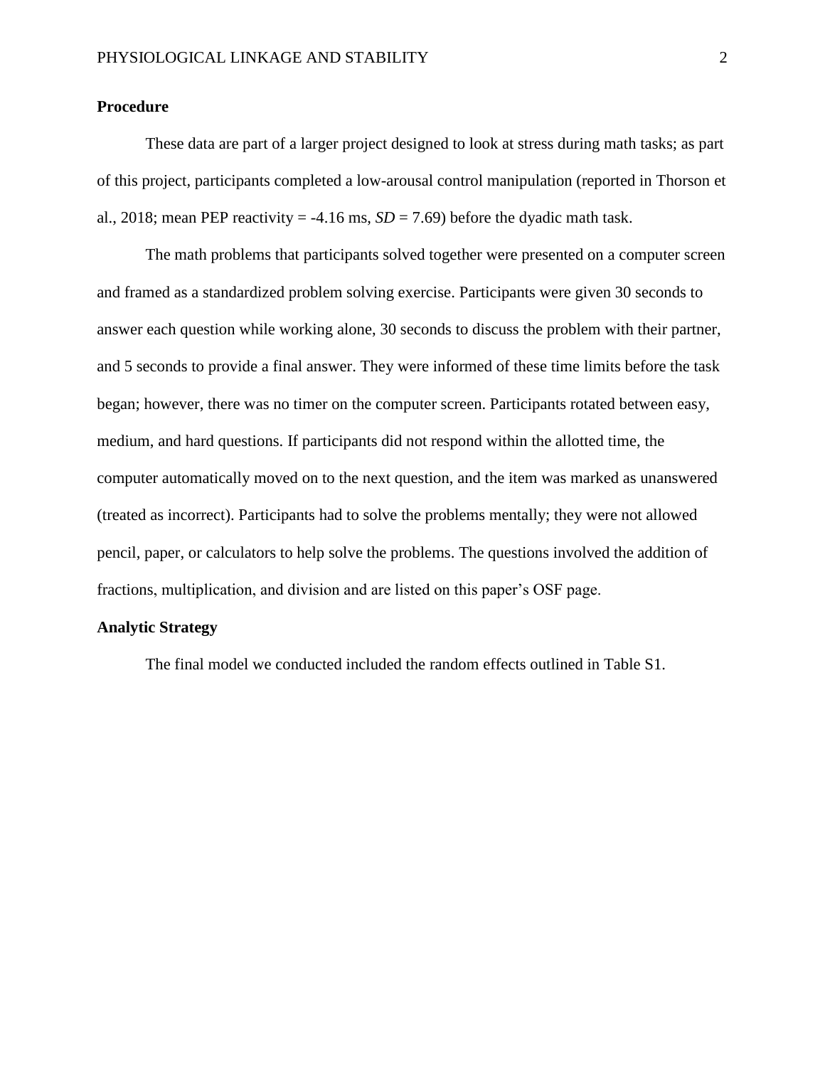## Procedure

These data are part of a larger project designed to look at stress during math tasks; as part of this project, participants completed a low-arousal control manipulation (reported in Thorson et al., 2018; mean PEP reactivity = -4.16 ms, *SD* = 7.69) before the dyadic math task.

The math problems that participants solved together were presented on a computer screen and framed as a standardized problem solving exercise. Participants were given 30 seconds to answer each question while working alone, 30 seconds to discuss the problem with their partner, and 5 seconds to provide a final answer. They were informed of these time limits before the task began; however, there was no timer on the computer screen. Participants rotated between easy, medium, and hard questions. If participants did not respond within the allotted time, the computer automatically moved on to the next question, and the item was marked as unanswered (treated as incorrect). Participants had to solve the problems mentally; they were not allowed pencil, paper, or calculators to help solve the problems. The questions involved the addition of fractions, multiplication, and division and are listed on this paper's OSF page.

## Analytic Strategy

The final model we conducted included the random effects outlined in Table S1.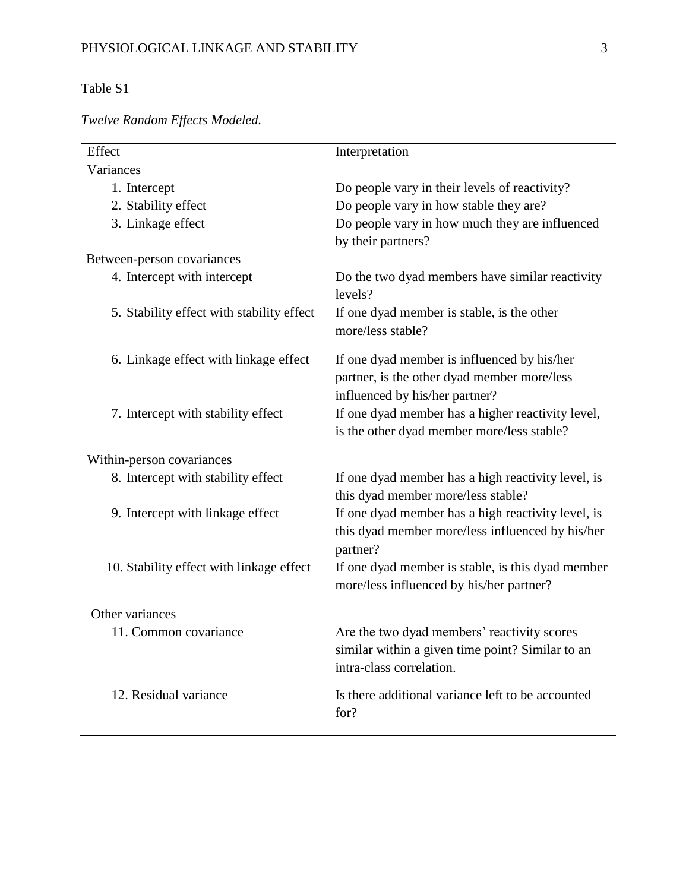Table S1

*Twelve Random Effects Modeled.*

| Effect | Interpretation |
|---|---|
| Variances | |
| 1. Intercept | Do people vary in their levels of reactivity? |
| 2. Stability effect | Do people vary in how stable they are? |
| 3. Linkage effect | Do people vary in how much they are influenced by their partners? |
| Between-person covariances | |
| 4. Intercept with intercept | Do the two dyad members have similar reactivity levels? |
| 5. Stability effect with stability effect | If one dyad member is stable, is the other more/less stable? |
| 6. Linkage effect with linkage effect | If one dyad member is influenced by his/her partner, is the other dyad member more/less influenced by his/her partner? |
| 7. Intercept with stability effect | If one dyad member has a higher reactivity level, is the other dyad member more/less stable? |
| Within-person covariances | |
| 8. Intercept with stability effect | If one dyad member has a high reactivity level, is this dyad member more/less stable? |
| 9. Intercept with linkage effect | If one dyad member has a high reactivity level, is this dyad member more/less influenced by his/her partner? |
| 10. Stability effect with linkage effect | If one dyad member is stable, is this dyad member more/less influenced by his/her partner? |
| Other variances | |
| 11. Common covariance | Are the two dyad members' reactivity scores similar within a given time point? Similar to an intra-class correlation. |
| 12. Residual variance | Is there additional variance left to be accounted for? |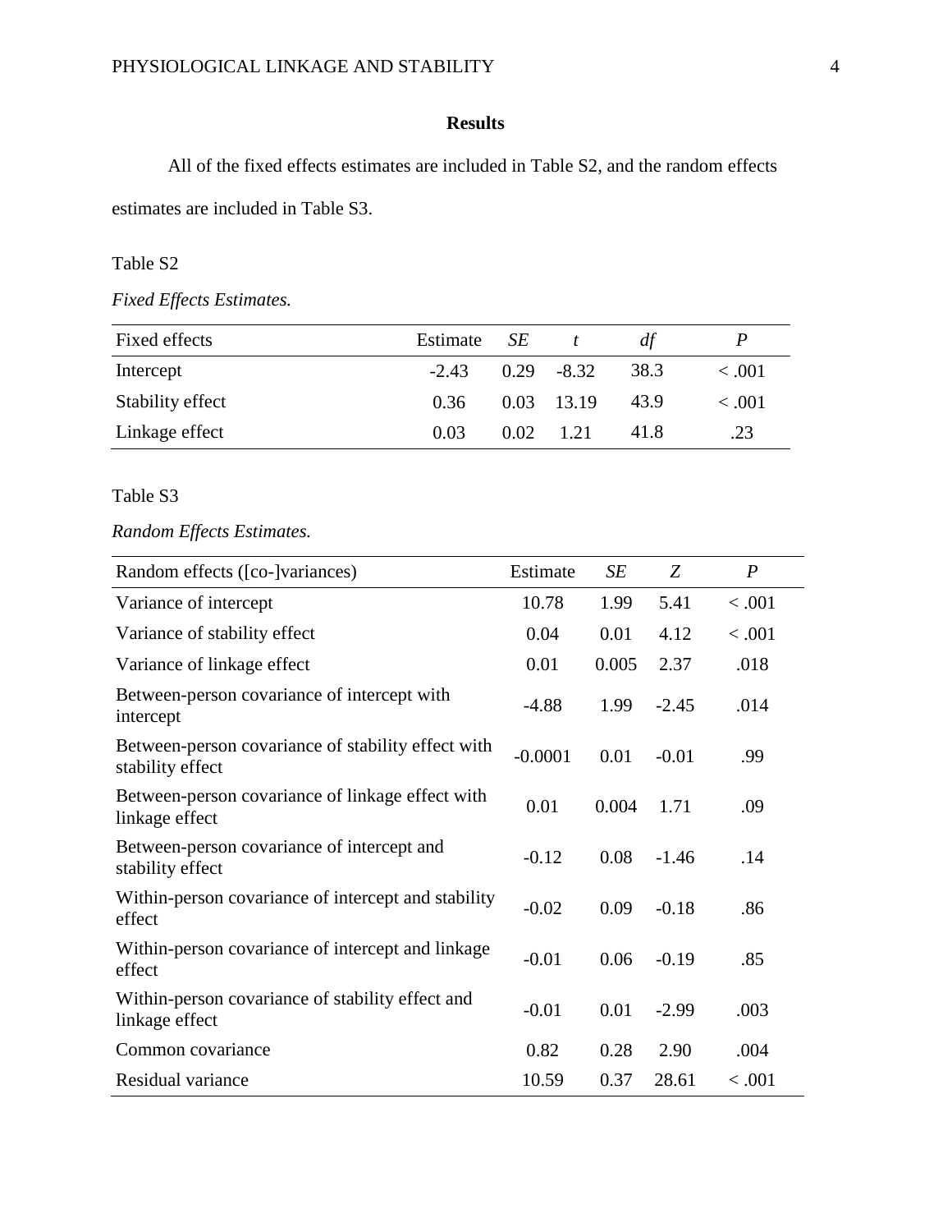## Results

All of the fixed effects estimates are included in Table S2, and the random effects estimates are included in Table S3.

Table S2

*Fixed Effects Estimates.*

| Fixed effects | Estimate | *SE* | *t* | *df* | *P* |
|---|---|---|---|---|---|
| Intercept | -2.43 | 0.29 | -8.32 | 38.3 | < .001 |
| Stability effect | 0.36 | 0.03 | 13.19 | 43.9 | < .001 |
| Linkage effect | 0.03 | 0.02 | 1.21 | 41.8 | .23 |

Table S3

*Random Effects Estimates.*

| Random effects ([co-]variances) | Estimate | *SE* | *Z* | *P* |
|---|---|---|---|---|
| Variance of intercept | 10.78 | 1.99 | 5.41 | < .001 |
| Variance of stability effect | 0.04 | 0.01 | 4.12 | < .001 |
| Variance of linkage effect | 0.01 | 0.005 | 2.37 | .018 |
| Between-person covariance of intercept with intercept | -4.88 | 1.99 | -2.45 | .014 |
| Between-person covariance of stability effect with stability effect | -0.0001 | 0.01 | -0.01 | .99 |
| Between-person covariance of linkage effect with linkage effect | 0.01 | 0.004 | 1.71 | .09 |
| Between-person covariance of intercept and stability effect | -0.12 | 0.08 | -1.46 | .14 |
| Within-person covariance of intercept and stability effect | -0.02 | 0.09 | -0.18 | .86 |
| Within-person covariance of intercept and linkage effect | -0.01 | 0.06 | -0.19 | .85 |
| Within-person covariance of stability effect and linkage effect | -0.01 | 0.01 | -2.99 | .003 |
| Common covariance | 0.82 | 0.28 | 2.90 | .004 |
| Residual variance | 10.59 | 0.37 | 28.61 | < .001 |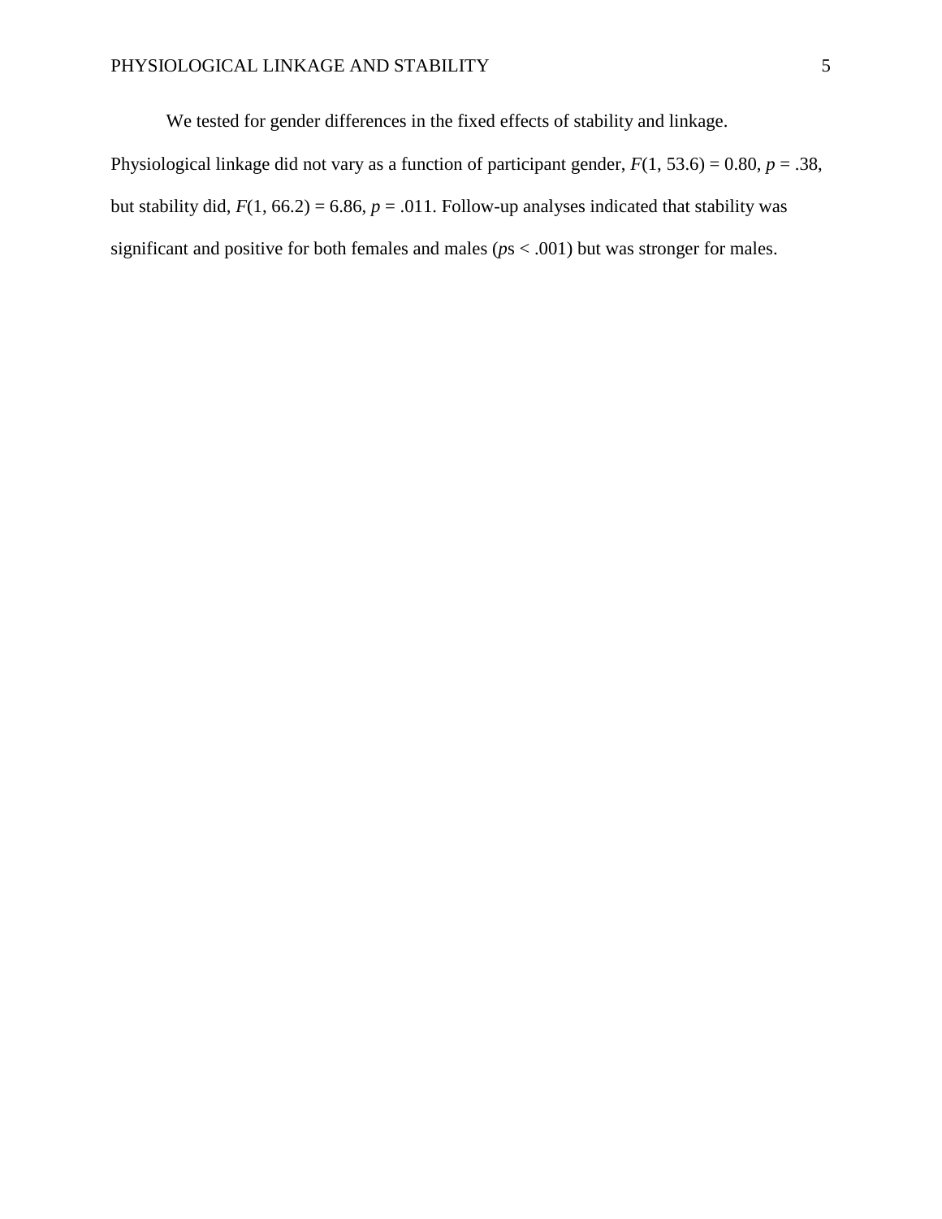We tested for gender differences in the fixed effects of stability and linkage. Physiological linkage did not vary as a function of participant gender, $F(1, 53.6) = 0.80$, $p = .38$, but stability did, $F(1, 66.2) = 6.86$, $p = .011$. Follow-up analyses indicated that stability was significant and positive for both females and males ($p$s < .001) but was stronger for males.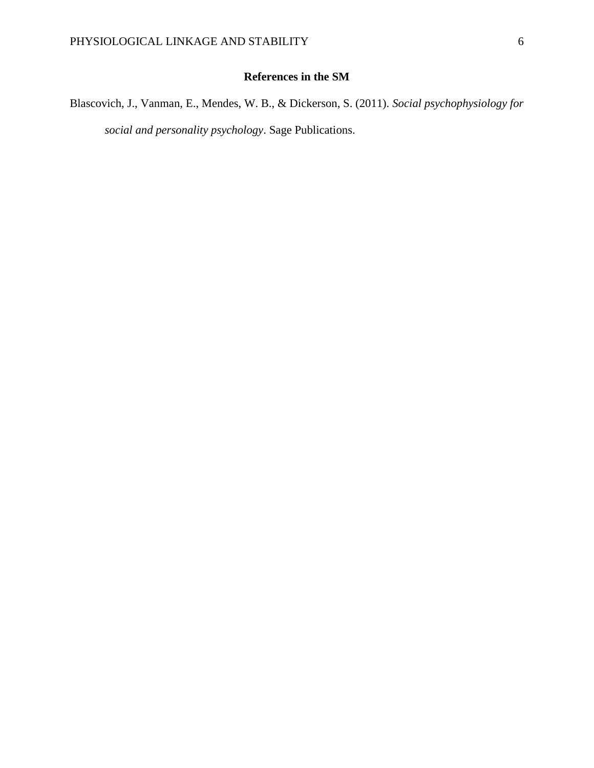## References in the SM

Blascovich, J., Vanman, E., Mendes, W. B., & Dickerson, S. (2011). *Social psychophysiology for social and personality psychology*. Sage Publications.